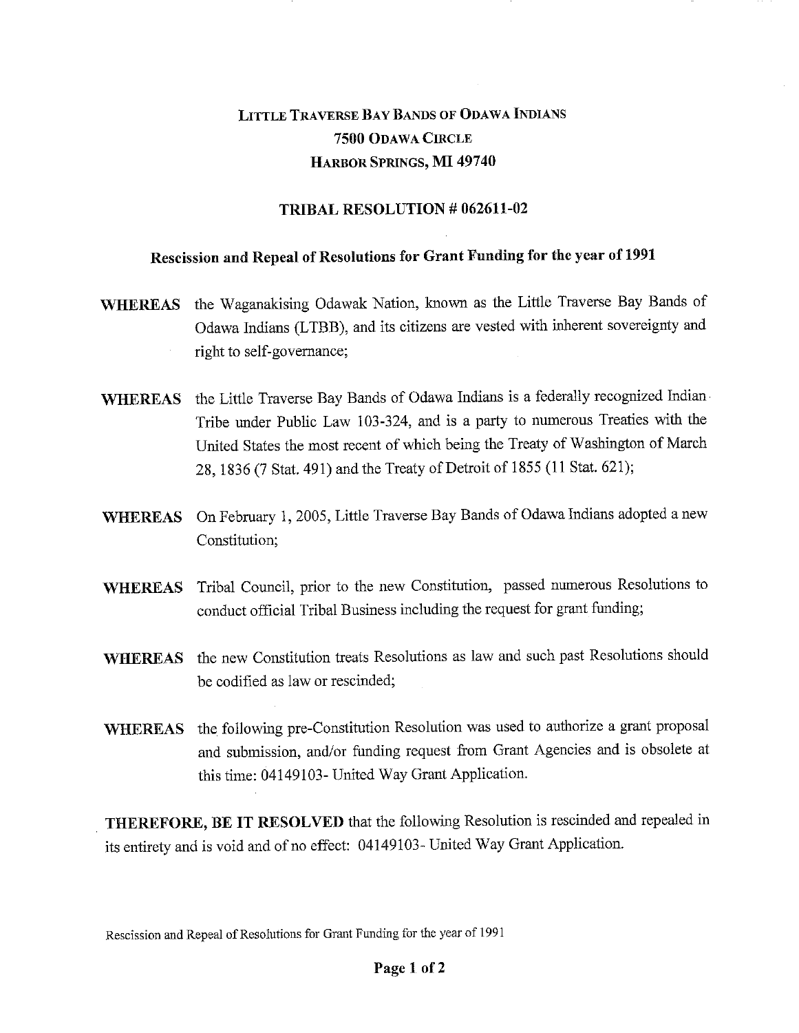# LITTLE TRAVERSE BAY BANDS OF ODAWA INDIANS
## 7500 ODAWA CIRCLE
## HARBOR SPRINGS, MI 49740

## TRIBAL RESOLUTION # 062611-02

### Rescission and Repeal of Resolutions for Grant Funding for the year of 1991

**WHEREAS** the Waganakising Odawak Nation, known as the Little Traverse Bay Bands of Odawa Indians (LTBB), and its citizens are vested with inherent sovereignty and right to self-governance;

**WHEREAS** the Little Traverse Bay Bands of Odawa Indians is a federally recognized Indian Tribe under Public Law 103-324, and is a party to numerous Treaties with the United States the most recent of which being the Treaty of Washington of March 28, 1836 (7 Stat. 491) and the Treaty of Detroit of 1855 (11 Stat. 621);

**WHEREAS** On February 1, 2005, Little Traverse Bay Bands of Odawa Indians adopted a new Constitution;

**WHEREAS** Tribal Council, prior to the new Constitution, passed numerous Resolutions to conduct official Tribal Business including the request for grant funding;

**WHEREAS** the new Constitution treats Resolutions as law and such past Resolutions should be codified as law or rescinded;

**WHEREAS** the following pre-Constitution Resolution was used to authorize a grant proposal and submission, and/or funding request from Grant Agencies and is obsolete at this time: 04149103- United Way Grant Application.

**THEREFORE, BE IT RESOLVED** that the following Resolution is rescinded and repealed in its entirety and is void and of no effect: 04149103- United Way Grant Application.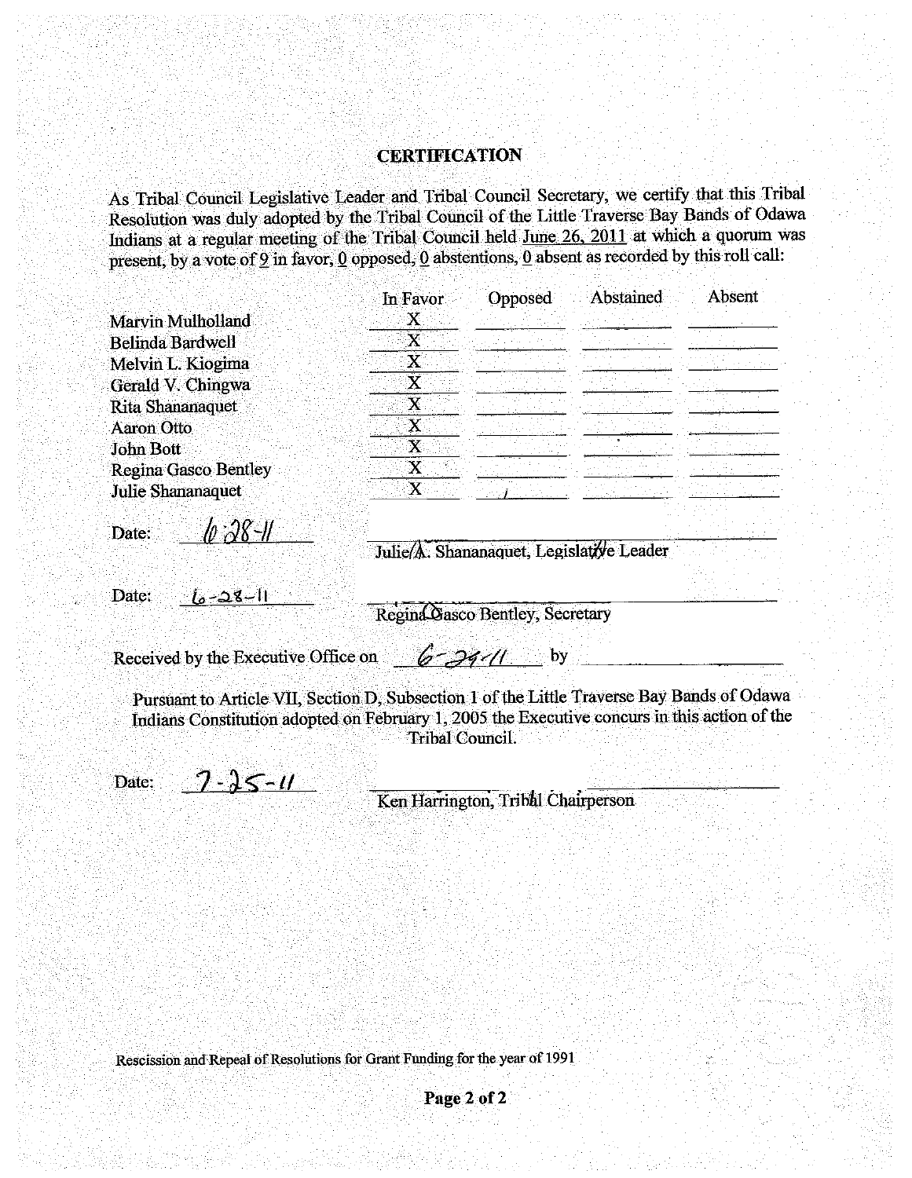## CERTIFICATION

As Tribal Council Legislative Leader and Tribal Council Secretary, we certify that this Tribal Resolution was duly adopted by the Tribal Council of the Little Traverse Bay Bands of Odawa Indians at a regular meeting of the Tribal Council held June 26, 2011 at which a quorum was present, by a vote of 9 in favor, 0 opposed, 0 abstentions, 0 absent as recorded by this roll call:

| | In Favor | Opposed | Abstained | Absent |
|---|---|---|---|---|
| Marvin Mulholland | X | | | |
| Belinda Bardwell | X | | | |
| Melvin L. Kiogima | X | | | |
| Gerald V. Chingwa | X | | | |
| Rita Shananaquet | X | | | |
| Aaron Otto | X | | | |
| John Bott | X | | | |
| Regina Gasco Bentley | X | | | |
| Julie Shananaquet | X | | | |

Date: 6-28-11

Julie A. Shananaquet, Legislative Leader

Date: 6-28-11

Regina Gasco Bentley, Secretary

Received by the Executive Office on 6-29-11 by \_\_\_\_\_\_\_\_\_\_

Pursuant to Article VII, Section D, Subsection 1 of the Little Traverse Bay Bands of Odawa Indians Constitution adopted on February 1, 2005 the Executive concurs in this action of the Tribal Council.

Date: 7-25-11

Ken Harrington, Tribal Chairperson

Rescission and Repeal of Resolutions for Grant Funding for the year of 1991